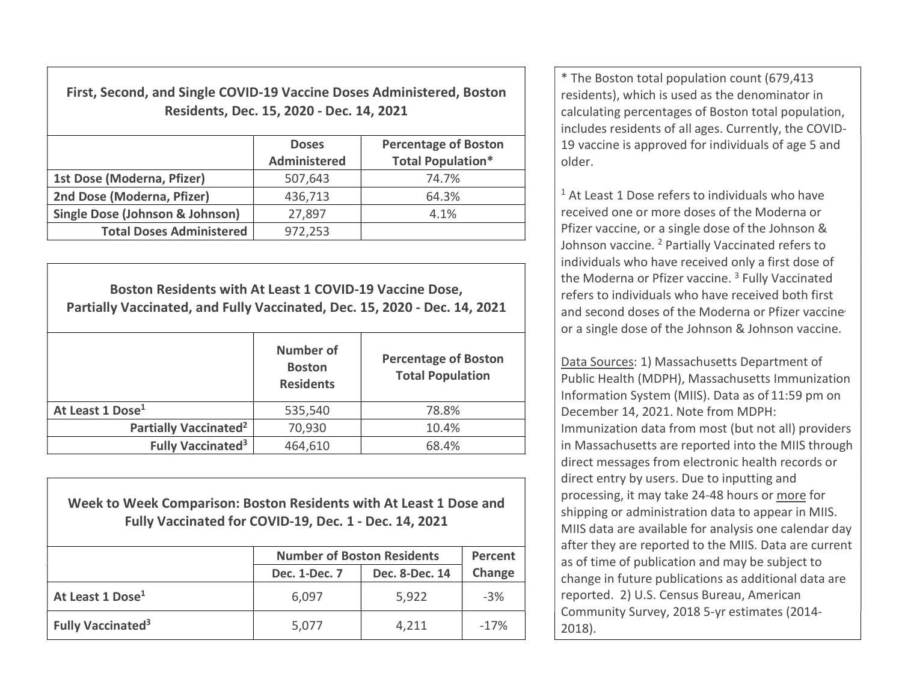### First, Second, and Single COVID-19 Vaccine Doses Administered, Boston Residents, Dec. 15, 2020 - Dec. 14, 2021

| | Doses Administered | Percentage of Boston Total Population* |
|---|---|---|
| **1st Dose (Moderna, Pfizer)** | 507,643 | 74.7% |
| **2nd Dose (Moderna, Pfizer)** | 436,713 | 64.3% |
| **Single Dose (Johnson & Johnson)** | 27,897 | 4.1% |
| **Total Doses Administered** | 972,253 | |

### Boston Residents with At Least 1 COVID-19 Vaccine Dose, Partially Vaccinated, and Fully Vaccinated, Dec. 15, 2020 - Dec. 14, 2021

| | Number of Boston Residents | Percentage of Boston Total Population |
|---|---|---|
| **At Least 1 Dose[1]** | 535,540 | 78.8% |
| **Partially Vaccinated[2]** | 70,930 | 10.4% |
| **Fully Vaccinated[3]** | 464,610 | 68.4% |

### Week to Week Comparison: Boston Residents with At Least 1 Dose and Fully Vaccinated for COVID-19, Dec. 1 - Dec. 14, 2021

| | Number of Boston Residents | | Percent Change |
|---|---|---|---|
| | Dec. 1-Dec. 7 | Dec. 8-Dec. 14 | |
| **At Least 1 Dose[1]** | 6,097 | 5,922 | -3% |
| **Fully Vaccinated[3]** | 5,077 | 4,211 | -17% |

* The Boston total population count (679,413 residents), which is used as the denominator in calculating percentages of Boston total population, includes residents of all ages. Currently, the COVID-19 vaccine is approved for individuals of age 5 and older.

[1] At Least 1 Dose refers to individuals who have received one or more doses of the Moderna or Pfizer vaccine, or a single dose of the Johnson & Johnson vaccine. [2] Partially Vaccinated refers to individuals who have received only a first dose of the Moderna or Pfizer vaccine. [3] Fully Vaccinated refers to individuals who have received both first and second doses of the Moderna or Pfizer vaccine or a single dose of the Johnson & Johnson vaccine.

Data Sources: 1) Massachusetts Department of Public Health (MDPH), Massachusetts Immunization Information System (MIIS). Data as of 11:59 pm on December 14, 2021. Note from MDPH: Immunization data from most (but not all) providers in Massachusetts are reported into the MIIS through direct messages from electronic health records or direct entry by users. Due to inputting and processing, it may take 24-48 hours or more for shipping or administration data to appear in MIIS. MIIS data are available for analysis one calendar day after they are reported to the MIIS. Data are current as of time of publication and may be subject to change in future publications as additional data are reported. 2) U.S. Census Bureau, American Community Survey, 2018 5-yr estimates (2014-2018).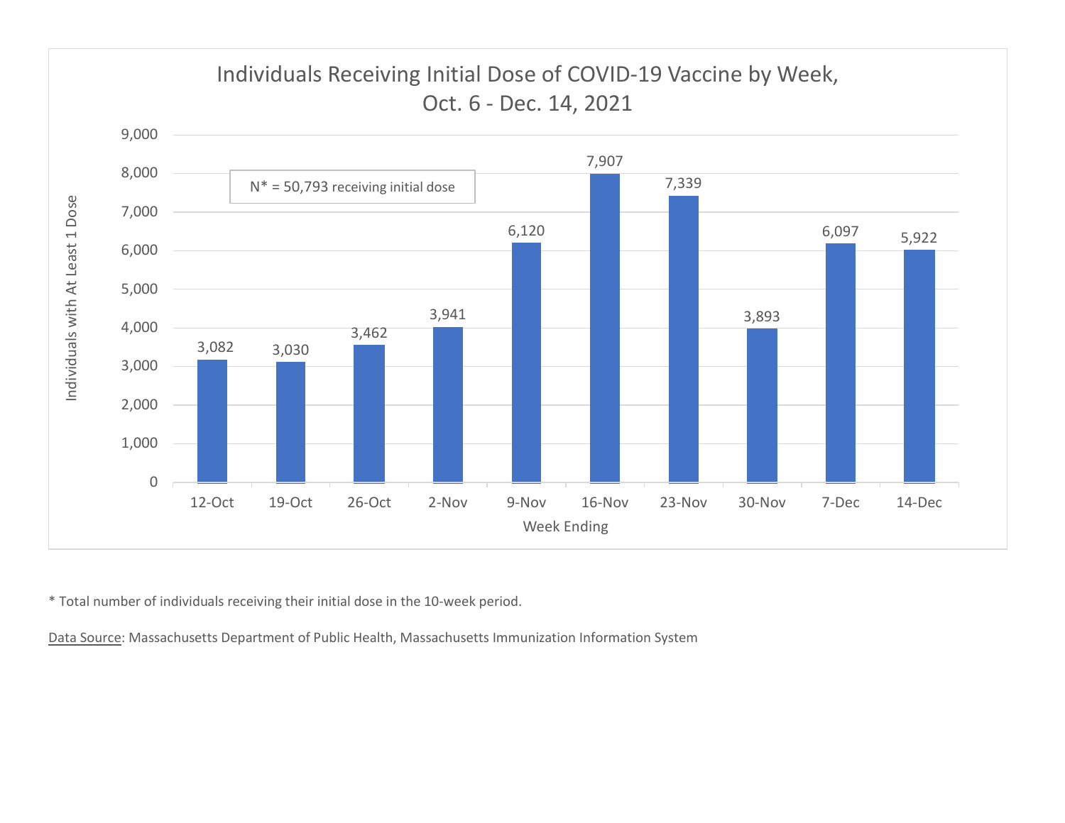## Individuals Receiving Initial Dose of COVID-19 Vaccine by Week, Oct. 6 - Dec. 14, 2021

N* = 50,793 receiving initial dose

| Week Ending | Individuals with At Least 1 Dose |
|---|---|
| 12-Oct | 3,082 |
| 19-Oct | 3,030 |
| 26-Oct | 3,462 |
| 2-Nov | 3,941 |
| 9-Nov | 6,120 |
| 16-Nov | 7,907 |
| 23-Nov | 7,339 |
| 30-Nov | 3,893 |
| 7-Dec | 6,097 |
| 14-Dec | 5,922 |

* Total number of individuals receiving their initial dose in the 10-week period.

Data Source: Massachusetts Department of Public Health, Massachusetts Immunization Information System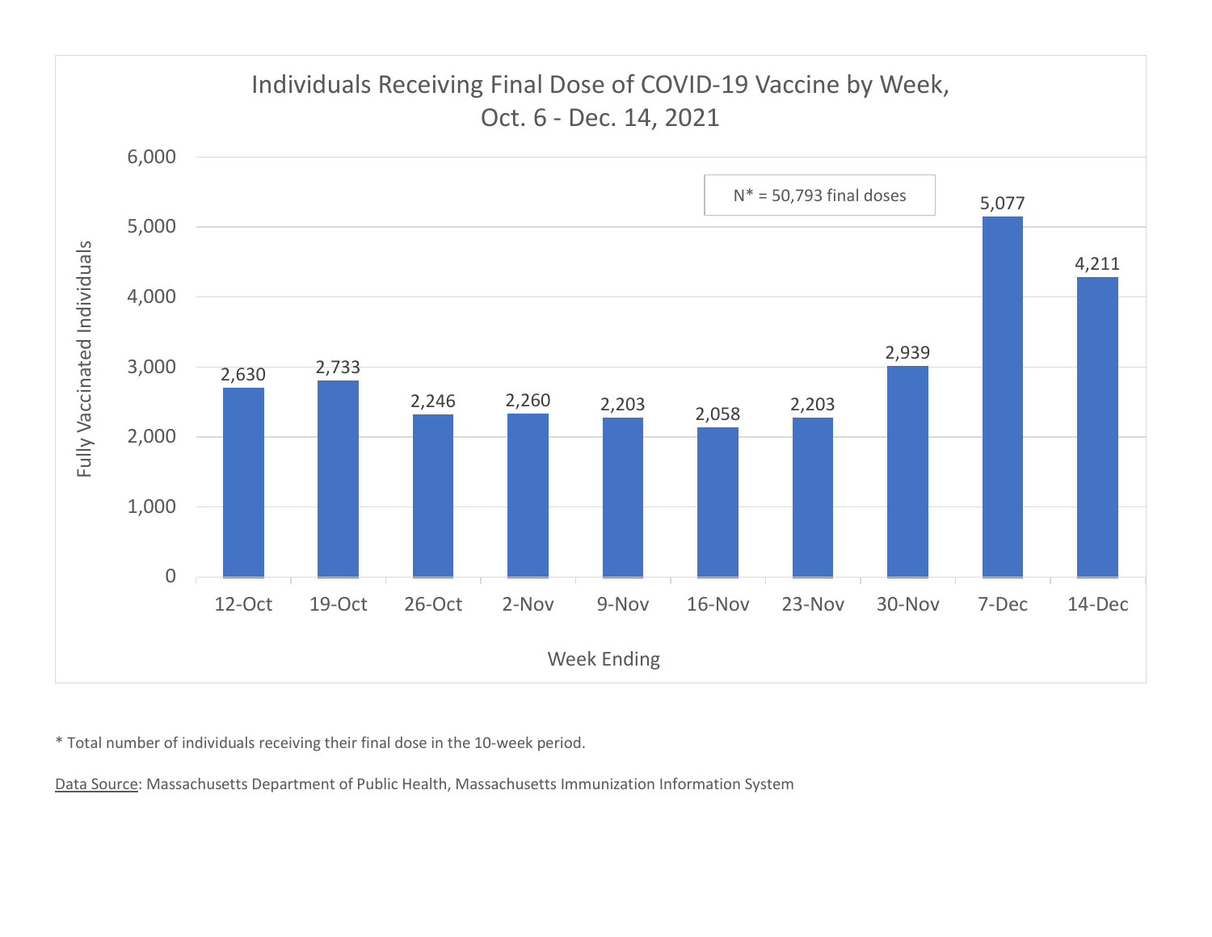## Individuals Receiving Final Dose of COVID-19 Vaccine by Week, Oct. 6 - Dec. 14, 2021

N* = 50,793 final doses

| Week Ending | Fully Vaccinated Individuals |
|---|---|
| 12-Oct | 2,630 |
| 19-Oct | 2,733 |
| 26-Oct | 2,246 |
| 2-Nov | 2,260 |
| 9-Nov | 2,203 |
| 16-Nov | 2,058 |
| 23-Nov | 2,203 |
| 30-Nov | 2,939 |
| 7-Dec | 5,077 |
| 14-Dec | 4,211 |

* Total number of individuals receiving their final dose in the 10-week period.

Data Source: Massachusetts Department of Public Health, Massachusetts Immunization Information System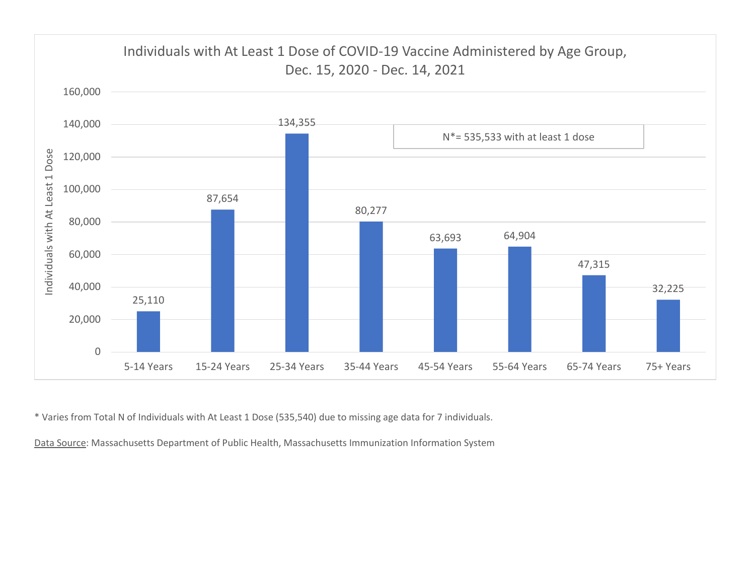## Individuals with At Least 1 Dose of COVID-19 Vaccine Administered by Age Group, Dec. 15, 2020 - Dec. 14, 2021

N*= 535,533 with at least 1 dose

| Age Group | Individuals with At Least 1 Dose |
| --- | --- |
| 5-14 Years | 25,110 |
| 15-24 Years | 87,654 |
| 25-34 Years | 134,355 |
| 35-44 Years | 80,277 |
| 45-54 Years | 63,693 |
| 55-64 Years | 64,904 |
| 65-74 Years | 47,315 |
| 75+ Years | 32,225 |

* Varies from Total N of Individuals with At Least 1 Dose (535,540) due to missing age data for 7 individuals.

Data Source: Massachusetts Department of Public Health, Massachusetts Immunization Information System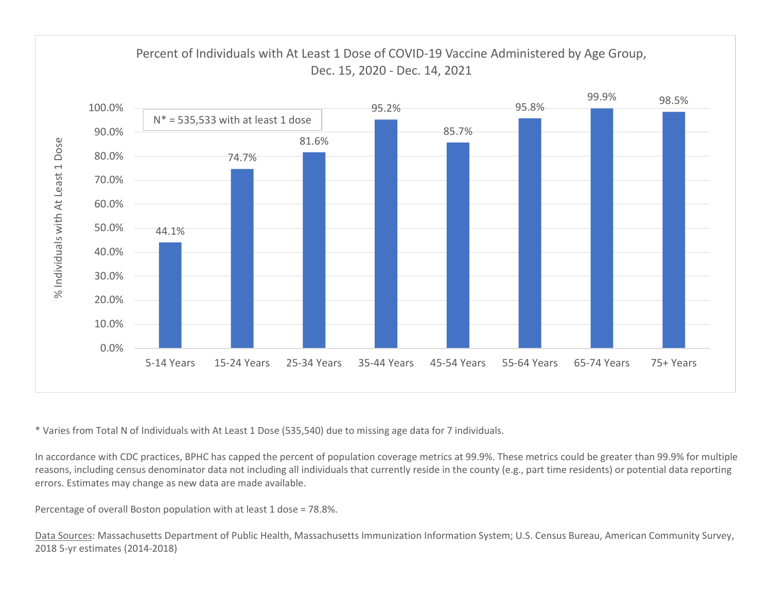## Percent of Individuals with At Least 1 Dose of COVID-19 Vaccine Administered by Age Group, Dec. 15, 2020 - Dec. 14, 2021

N* = 535,533 with at least 1 dose

| Age Group | % Individuals with At Least 1 Dose |
|---|---|
| 5-14 Years | 44.1% |
| 15-24 Years | 74.7% |
| 25-34 Years | 81.6% |
| 35-44 Years | 95.2% |
| 45-54 Years | 85.7% |
| 55-64 Years | 95.8% |
| 65-74 Years | 99.9% |
| 75+ Years | 98.5% |

* Varies from Total N of Individuals with At Least 1 Dose (535,540) due to missing age data for 7 individuals.

In accordance with CDC practices, BPHC has capped the percent of population coverage metrics at 99.9%. These metrics could be greater than 99.9% for multiple reasons, including census denominator data not including all individuals that currently reside in the county (e.g., part time residents) or potential data reporting errors. Estimates may change as new data are made available.

Percentage of overall Boston population with at least 1 dose = 78.8%.

Data Sources: Massachusetts Department of Public Health, Massachusetts Immunization Information System; U.S. Census Bureau, American Community Survey, 2018 5-yr estimates (2014-2018)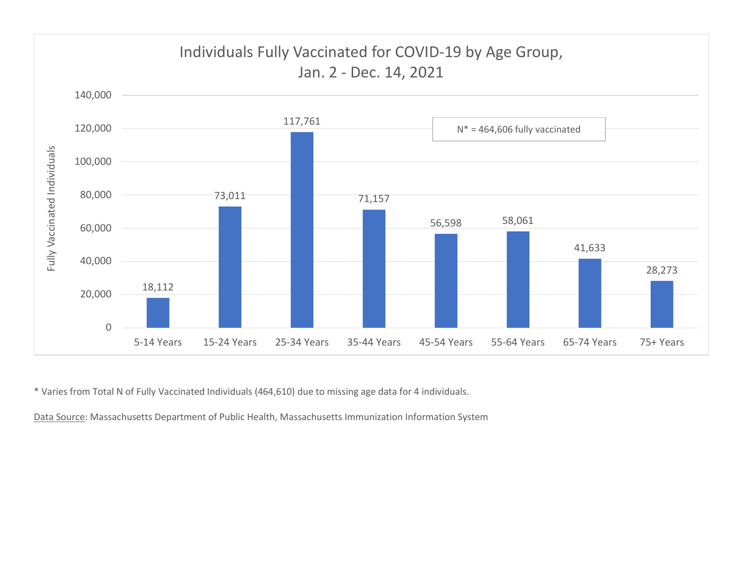## Individuals Fully Vaccinated for COVID-19 by Age Group, Jan. 2 - Dec. 14, 2021

N* = 464,606 fully vaccinated

| Age Group | Fully Vaccinated Individuals |
| --- | --- |
| 5-14 Years | 18,112 |
| 15-24 Years | 73,011 |
| 25-34 Years | 117,761 |
| 35-44 Years | 71,157 |
| 45-54 Years | 56,598 |
| 55-64 Years | 58,061 |
| 65-74 Years | 41,633 |
| 75+ Years | 28,273 |

* Varies from Total N of Fully Vaccinated Individuals (464,610) due to missing age data for 4 individuals.

Data Source: Massachusetts Department of Public Health, Massachusetts Immunization Information System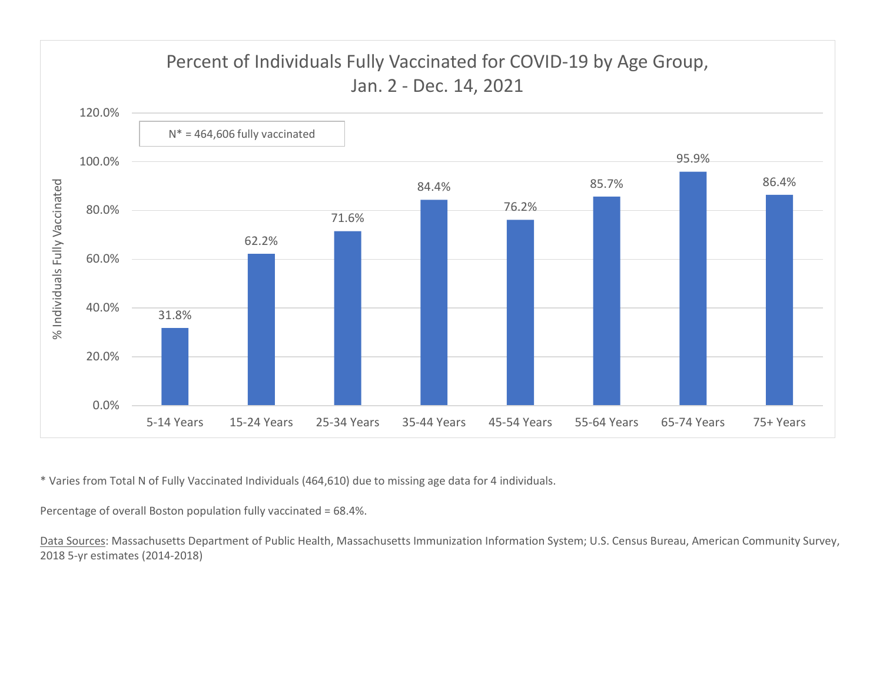## Percent of Individuals Fully Vaccinated for COVID-19 by Age Group, Jan. 2 - Dec. 14, 2021

N* = 464,606 fully vaccinated

| Age Group | % Individuals Fully Vaccinated |
|---|---|
| 5-14 Years | 31.8% |
| 15-24 Years | 62.2% |
| 25-34 Years | 71.6% |
| 35-44 Years | 84.4% |
| 45-54 Years | 76.2% |
| 55-64 Years | 85.7% |
| 65-74 Years | 95.9% |
| 75+ Years | 86.4% |

* Varies from Total N of Fully Vaccinated Individuals (464,610) due to missing age data for 4 individuals.

Percentage of overall Boston population fully vaccinated = 68.4%.

Data Sources: Massachusetts Department of Public Health, Massachusetts Immunization Information System; U.S. Census Bureau, American Community Survey, 2018 5-yr estimates (2014-2018)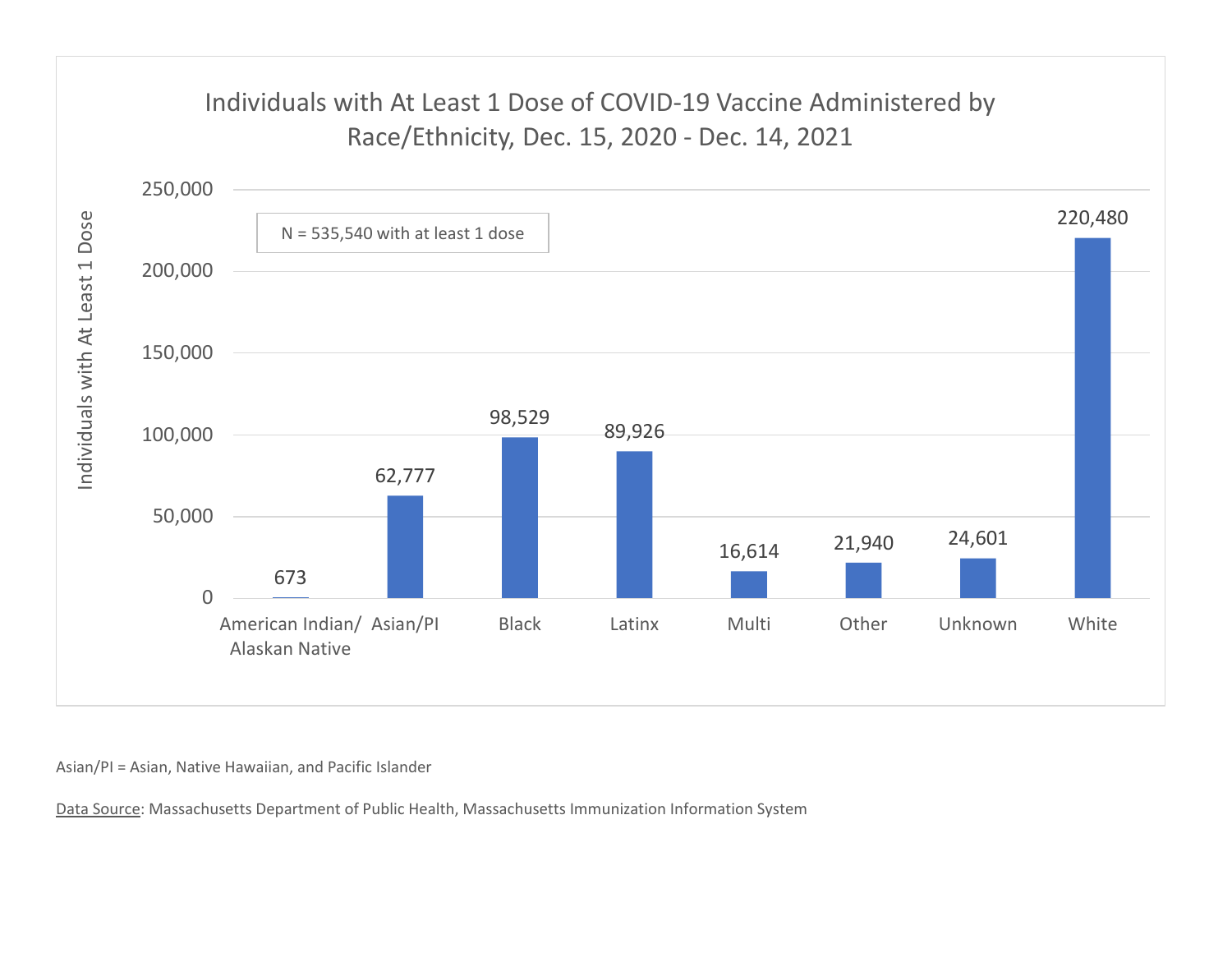## Individuals with At Least 1 Dose of COVID-19 Vaccine Administered by Race/Ethnicity, Dec. 15, 2020 - Dec. 14, 2021

N = 535,540 with at least 1 dose

| Race/Ethnicity | Individuals with At Least 1 Dose |
|---|---|
| American Indian/ Alaskan Native | 673 |
| Asian/PI | 62,777 |
| Black | 98,529 |
| Latinx | 89,926 |
| Multi | 16,614 |
| Other | 21,940 |
| Unknown | 24,601 |
| White | 220,480 |

Asian/PI = Asian, Native Hawaiian, and Pacific Islander

Data Source: Massachusetts Department of Public Health, Massachusetts Immunization Information System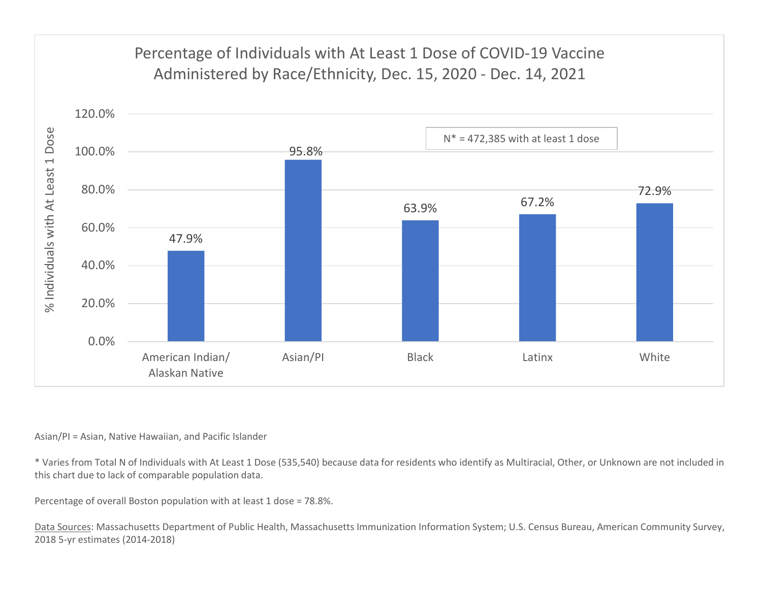## Percentage of Individuals with At Least 1 Dose of COVID-19 Vaccine Administered by Race/Ethnicity, Dec. 15, 2020 - Dec. 14, 2021

N* = 472,385 with at least 1 dose

| Race/Ethnicity | % Individuals with At Least 1 Dose |
|---|---|
| American Indian/ Alaskan Native | 47.9% |
| Asian/PI | 95.8% |
| Black | 63.9% |
| Latinx | 67.2% |
| White | 72.9% |

Asian/PI = Asian, Native Hawaiian, and Pacific Islander

* Varies from Total N of Individuals with At Least 1 Dose (535,540) because data for residents who identify as Multiracial, Other, or Unknown are not included in this chart due to lack of comparable population data.

Percentage of overall Boston population with at least 1 dose = 78.8%.

Data Sources: Massachusetts Department of Public Health, Massachusetts Immunization Information System; U.S. Census Bureau, American Community Survey, 2018 5-yr estimates (2014-2018)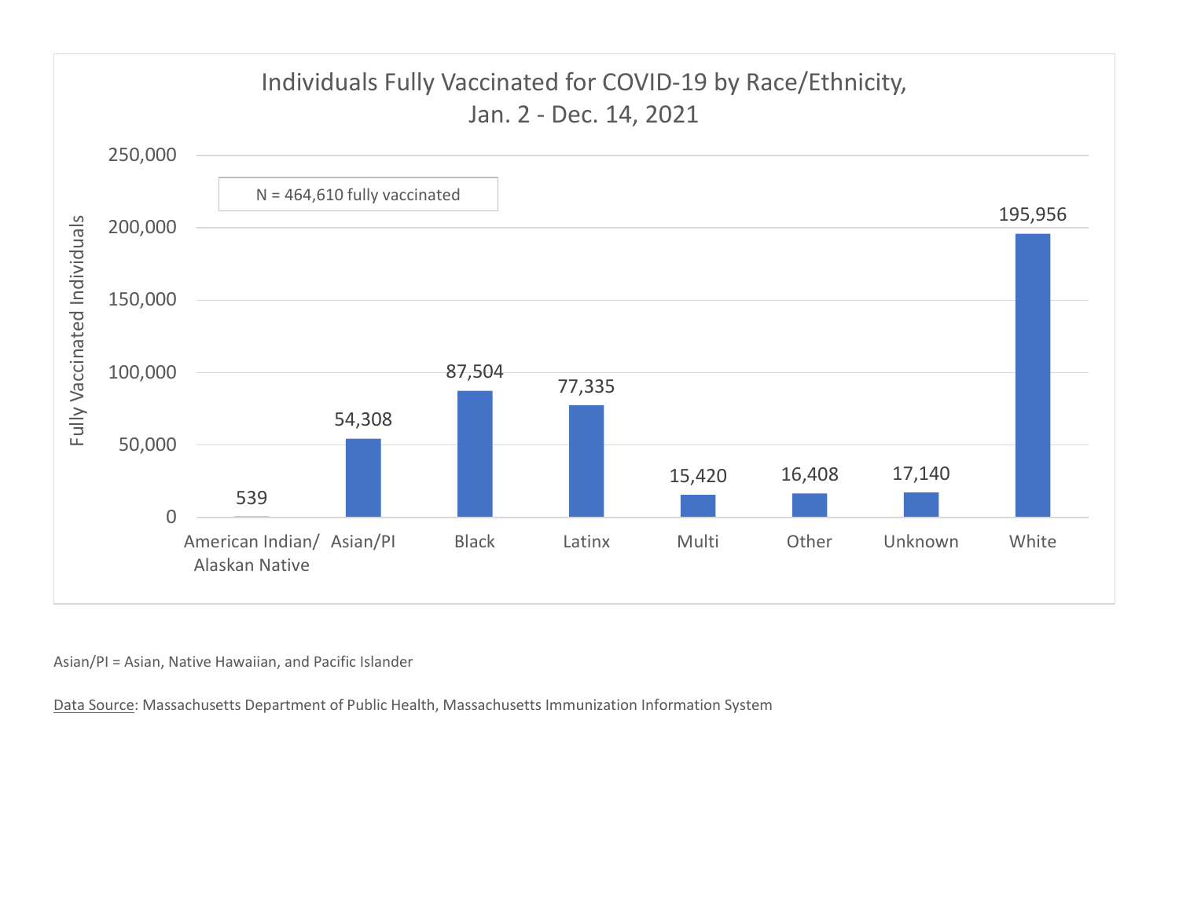## Individuals Fully Vaccinated for COVID-19 by Race/Ethnicity, Jan. 2 - Dec. 14, 2021

N = 464,610 fully vaccinated

| Race/Ethnicity | Fully Vaccinated Individuals |
| --- | --- |
| American Indian/ Alaskan Native | 539 |
| Asian/PI | 54,308 |
| Black | 87,504 |
| Latinx | 77,335 |
| Multi | 15,420 |
| Other | 16,408 |
| Unknown | 17,140 |
| White | 195,956 |

Asian/PI = Asian, Native Hawaiian, and Pacific Islander

Data Source: Massachusetts Department of Public Health, Massachusetts Immunization Information System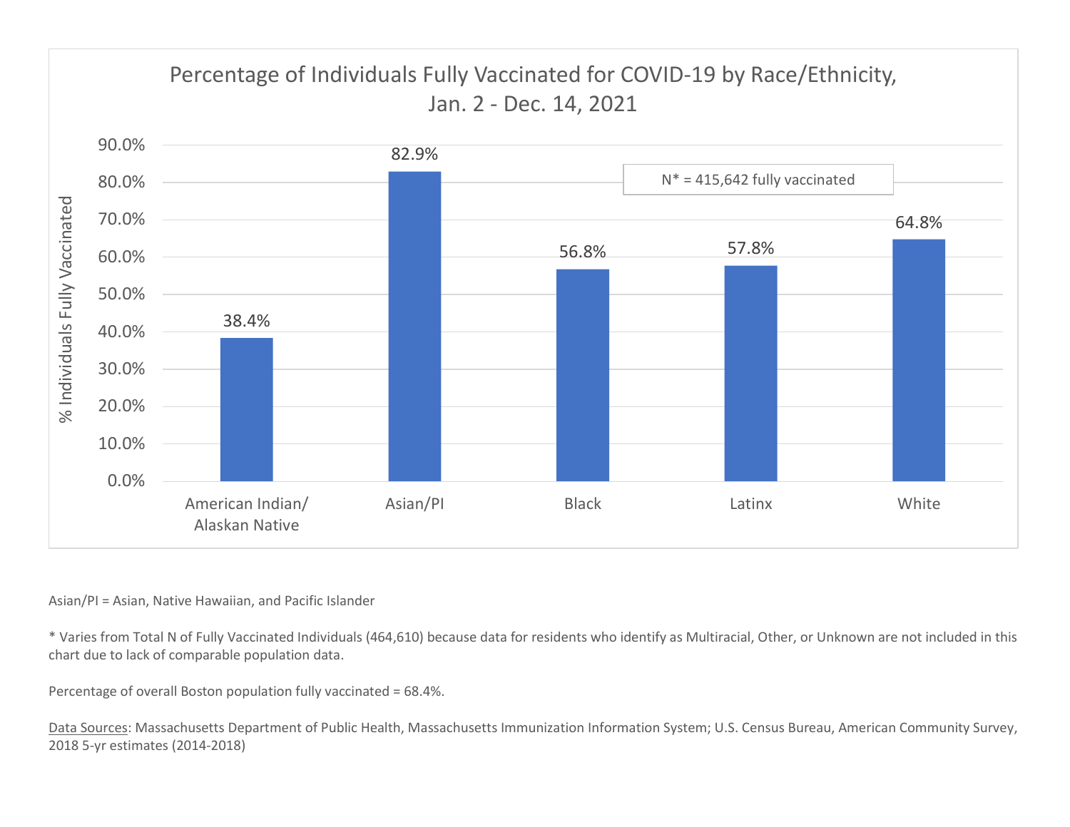## Percentage of Individuals Fully Vaccinated for COVID-19 by Race/Ethnicity, Jan. 2 - Dec. 14, 2021

| Race/Ethnicity | % Individuals Fully Vaccinated |
| --- | --- |
| American Indian/ Alaskan Native | 38.4% |
| Asian/PI | 82.9% |
| Black | 56.8% |
| Latinx | 57.8% |
| White | 64.8% |

N* = 415,642 fully vaccinated

Asian/PI = Asian, Native Hawaiian, and Pacific Islander

* Varies from Total N of Fully Vaccinated Individuals (464,610) because data for residents who identify as Multiracial, Other, or Unknown are not included in this chart due to lack of comparable population data.

Percentage of overall Boston population fully vaccinated = 68.4%.

Data Sources: Massachusetts Department of Public Health, Massachusetts Immunization Information System; U.S. Census Bureau, American Community Survey, 2018 5-yr estimates (2014-2018)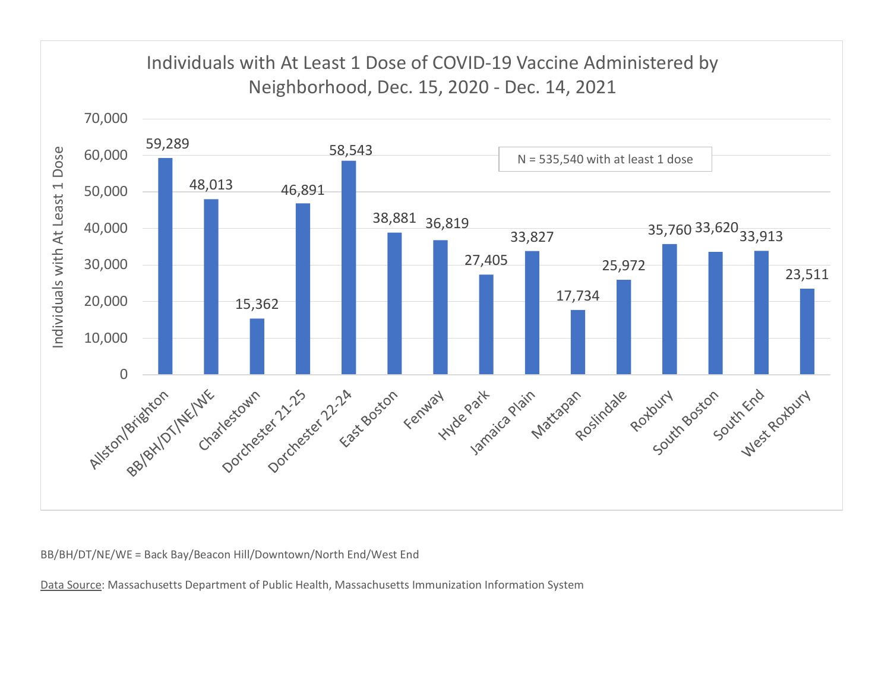## Individuals with At Least 1 Dose of COVID-19 Vaccine Administered by Neighborhood, Dec. 15, 2020 - Dec. 14, 2021

N = 535,540 with at least 1 dose

| Neighborhood | Individuals with At Least 1 Dose |
|---|---|
| Allston/Brighton | 59,289 |
| BB/BH/DT/NE/WE | 48,013 |
| Charlestown | 15,362 |
| Dorchester 21-25 | 46,891 |
| Dorchester 22-24 | 58,543 |
| East Boston | 38,881 |
| Fenway | 36,819 |
| Hyde Park | 27,405 |
| Jamaica Plain | 33,827 |
| Mattapan | 17,734 |
| Roslindale | 25,972 |
| Roxbury | 35,760 |
| South Boston | 33,620 |
| South End | 33,913 |
| West Roxbury | 23,511 |

BB/BH/DT/NE/WE = Back Bay/Beacon Hill/Downtown/North End/West End

Data Source: Massachusetts Department of Public Health, Massachusetts Immunization Information System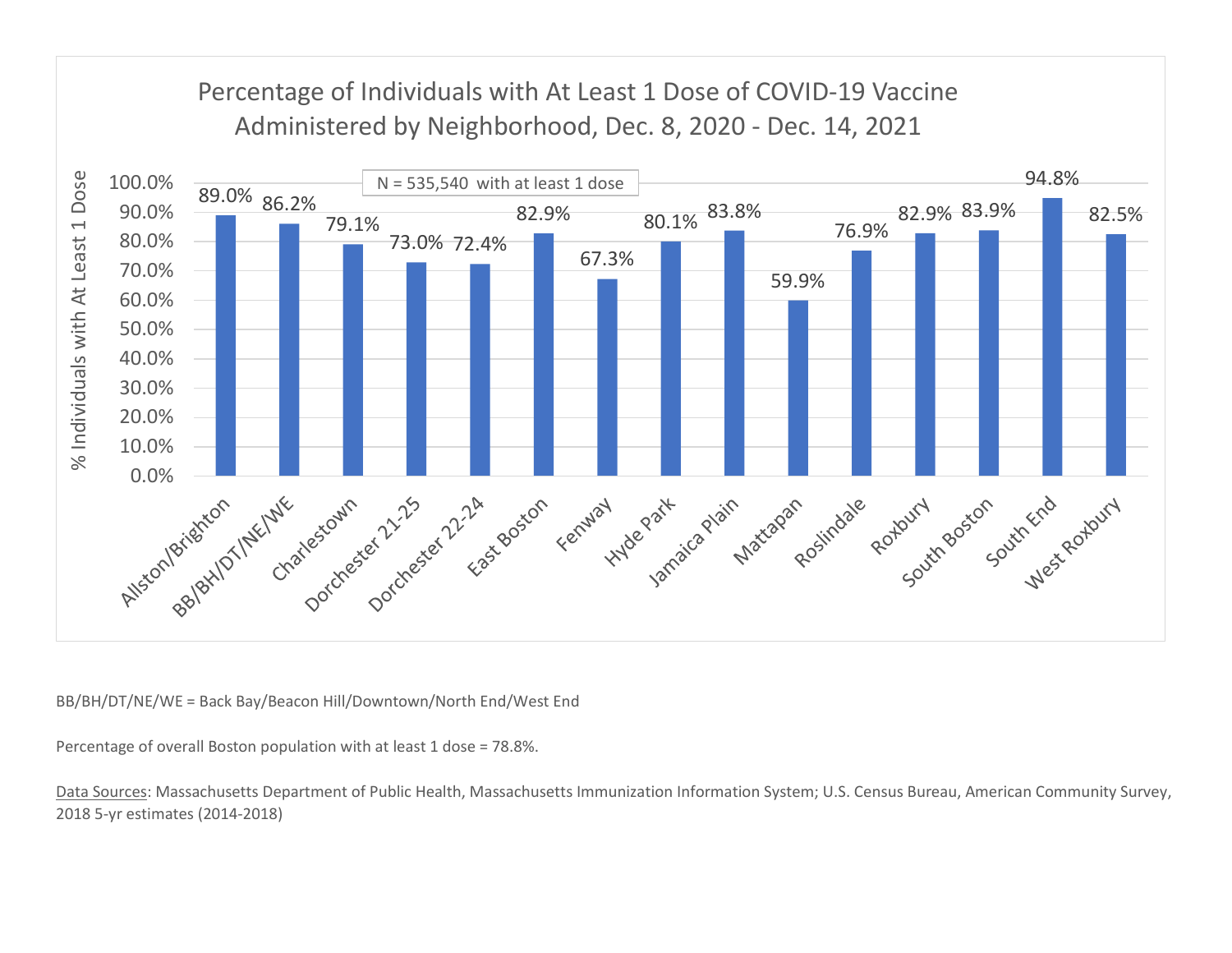## Percentage of Individuals with At Least 1 Dose of COVID-19 Vaccine Administered by Neighborhood, Dec. 8, 2020 - Dec. 14, 2021

N = 535,540 with at least 1 dose

| Neighborhood | % Individuals with At Least 1 Dose |
|---|---|
| Allston/Brighton | 89.0% |
| BB/BH/DT/NE/WE | 86.2% |
| Charlestown | 79.1% |
| Dorchester 21-25 | 73.0% |
| Dorchester 22-24 | 72.4% |
| East Boston | 82.9% |
| Fenway | 67.3% |
| Hyde Park | 80.1% |
| Jamaica Plain | 83.8% |
| Mattapan | 59.9% |
| Roslindale | 76.9% |
| Roxbury | 82.9% |
| South Boston | 83.9% |
| South End | 94.8% |
| West Roxbury | 82.5% |

BB/BH/DT/NE/WE = Back Bay/Beacon Hill/Downtown/North End/West End

Percentage of overall Boston population with at least 1 dose = 78.8%.

Data Sources: Massachusetts Department of Public Health, Massachusetts Immunization Information System; U.S. Census Bureau, American Community Survey, 2018 5-yr estimates (2014-2018)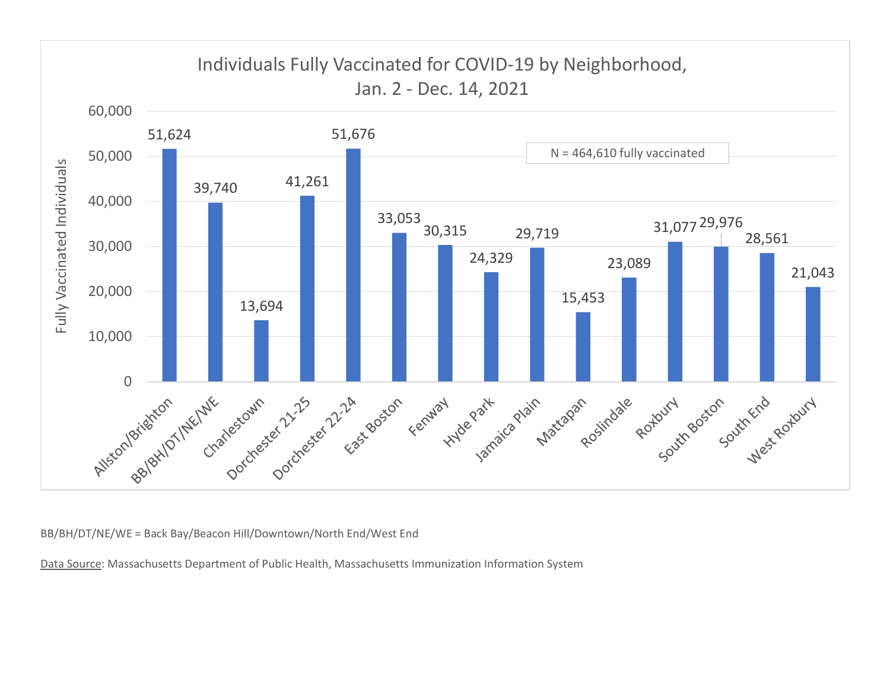## Individuals Fully Vaccinated for COVID-19 by Neighborhood, Jan. 2 - Dec. 14, 2021

N = 464,610 fully vaccinated

| Neighborhood | Fully Vaccinated Individuals |
| --- | --- |
| Allston/Brighton | 51,624 |
| BB/BH/DT/NE/WE | 39,740 |
| Charlestown | 13,694 |
| Dorchester 21-25 | 41,261 |
| Dorchester 22-24 | 51,676 |
| East Boston | 33,053 |
| Fenway | 30,315 |
| Hyde Park | 24,329 |
| Jamaica Plain | 29,719 |
| Mattapan | 15,453 |
| Roslindale | 23,089 |
| Roxbury | 31,077 |
| South Boston | 29,976 |
| South End | 28,561 |
| West Roxbury | 21,043 |

BB/BH/DT/NE/WE = Back Bay/Beacon Hill/Downtown/North End/West End

Data Source: Massachusetts Department of Public Health, Massachusetts Immunization Information System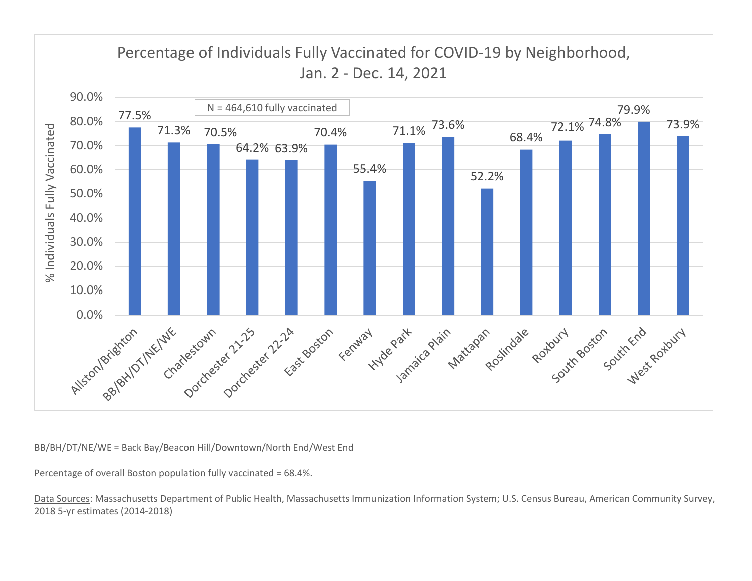## Percentage of Individuals Fully Vaccinated for COVID-19 by Neighborhood, Jan. 2 - Dec. 14, 2021

N = 464,610 fully vaccinated

| Neighborhood | % Individuals Fully Vaccinated |
|---|---|
| Allston/Brighton | 77.5% |
| BB/BH/DT/NE/WE | 71.3% |
| Charlestown | 70.5% |
| Dorchester 21-25 | 64.2% |
| Dorchester 22-24 | 63.9% |
| East Boston | 70.4% |
| Fenway | 55.4% |
| Hyde Park | 71.1% |
| Jamaica Plain | 73.6% |
| Mattapan | 52.2% |
| Roslindale | 68.4% |
| Roxbury | 72.1% |
| South Boston | 74.8% |
| South End | 79.9% |
| West Roxbury | 73.9% |

BB/BH/DT/NE/WE = Back Bay/Beacon Hill/Downtown/North End/West End

Percentage of overall Boston population fully vaccinated = 68.4%.

Data Sources: Massachusetts Department of Public Health, Massachusetts Immunization Information System; U.S. Census Bureau, American Community Survey, 2018 5-yr estimates (2014-2018)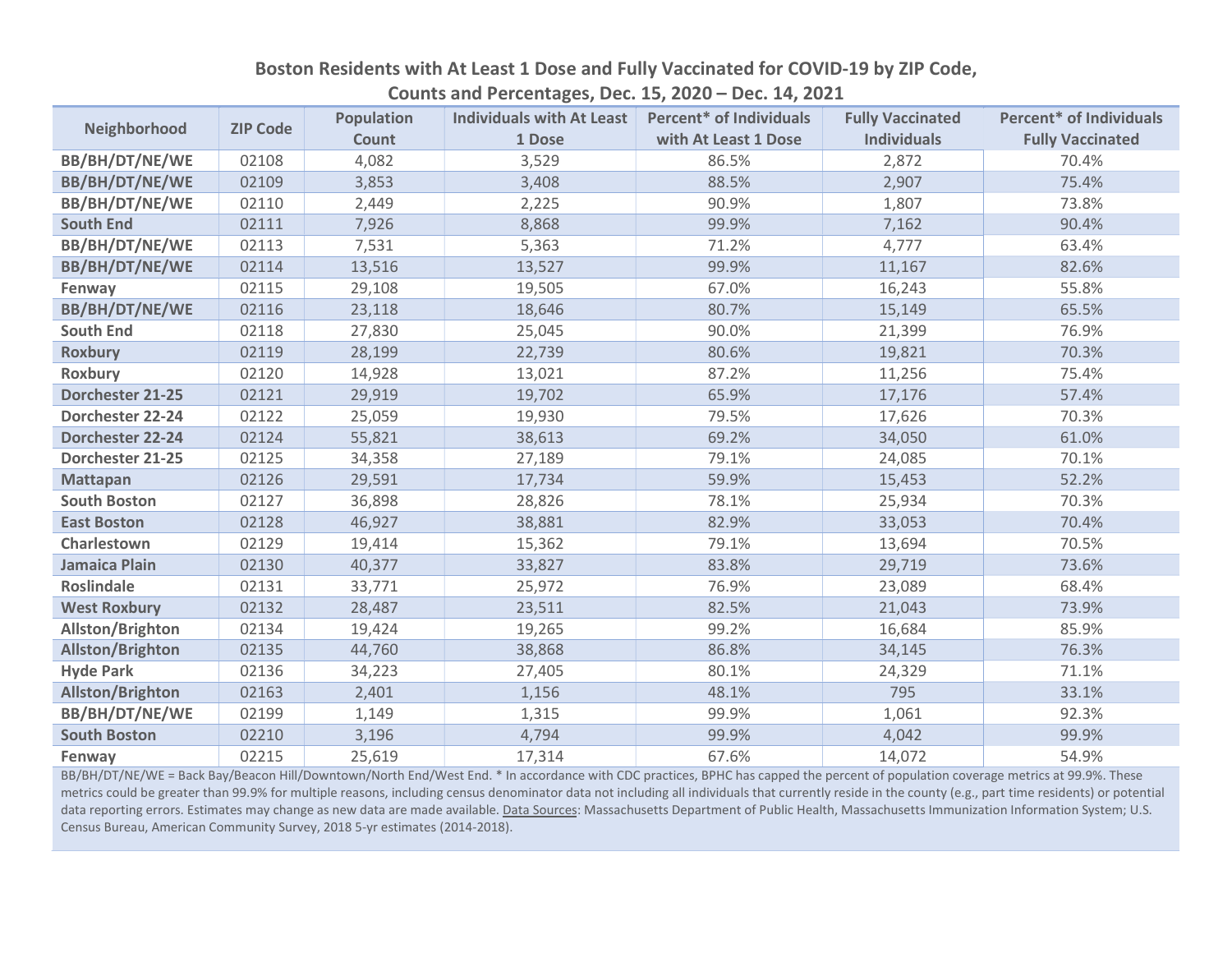## Boston Residents with At Least 1 Dose and Fully Vaccinated for COVID-19 by ZIP Code, Counts and Percentages, Dec. 15, 2020 – Dec. 14, 2021

| Neighborhood | ZIP Code | Population Count | Individuals with At Least 1 Dose | Percent* of Individuals with At Least 1 Dose | Fully Vaccinated Individuals | Percent* of Individuals Fully Vaccinated |
|---|---|---|---|---|---|---|
| BB/BH/DT/NE/WE | 02108 | 4,082 | 3,529 | 86.5% | 2,872 | 70.4% |
| BB/BH/DT/NE/WE | 02109 | 3,853 | 3,408 | 88.5% | 2,907 | 75.4% |
| BB/BH/DT/NE/WE | 02110 | 2,449 | 2,225 | 90.9% | 1,807 | 73.8% |
| South End | 02111 | 7,926 | 8,868 | 99.9% | 7,162 | 90.4% |
| BB/BH/DT/NE/WE | 02113 | 7,531 | 5,363 | 71.2% | 4,777 | 63.4% |
| BB/BH/DT/NE/WE | 02114 | 13,516 | 13,527 | 99.9% | 11,167 | 82.6% |
| Fenway | 02115 | 29,108 | 19,505 | 67.0% | 16,243 | 55.8% |
| BB/BH/DT/NE/WE | 02116 | 23,118 | 18,646 | 80.7% | 15,149 | 65.5% |
| South End | 02118 | 27,830 | 25,045 | 90.0% | 21,399 | 76.9% |
| Roxbury | 02119 | 28,199 | 22,739 | 80.6% | 19,821 | 70.3% |
| Roxbury | 02120 | 14,928 | 13,021 | 87.2% | 11,256 | 75.4% |
| Dorchester 21-25 | 02121 | 29,919 | 19,702 | 65.9% | 17,176 | 57.4% |
| Dorchester 22-24 | 02122 | 25,059 | 19,930 | 79.5% | 17,626 | 70.3% |
| Dorchester 22-24 | 02124 | 55,821 | 38,613 | 69.2% | 34,050 | 61.0% |
| Dorchester 21-25 | 02125 | 34,358 | 27,189 | 79.1% | 24,085 | 70.1% |
| Mattapan | 02126 | 29,591 | 17,734 | 59.9% | 15,453 | 52.2% |
| South Boston | 02127 | 36,898 | 28,826 | 78.1% | 25,934 | 70.3% |
| East Boston | 02128 | 46,927 | 38,881 | 82.9% | 33,053 | 70.4% |
| Charlestown | 02129 | 19,414 | 15,362 | 79.1% | 13,694 | 70.5% |
| Jamaica Plain | 02130 | 40,377 | 33,827 | 83.8% | 29,719 | 73.6% |
| Roslindale | 02131 | 33,771 | 25,972 | 76.9% | 23,089 | 68.4% |
| West Roxbury | 02132 | 28,487 | 23,511 | 82.5% | 21,043 | 73.9% |
| Allston/Brighton | 02134 | 19,424 | 19,265 | 99.2% | 16,684 | 85.9% |
| Allston/Brighton | 02135 | 44,760 | 38,868 | 86.8% | 34,145 | 76.3% |
| Hyde Park | 02136 | 34,223 | 27,405 | 80.1% | 24,329 | 71.1% |
| Allston/Brighton | 02163 | 2,401 | 1,156 | 48.1% | 795 | 33.1% |
| BB/BH/DT/NE/WE | 02199 | 1,149 | 1,315 | 99.9% | 1,061 | 92.3% |
| South Boston | 02210 | 3,196 | 4,794 | 99.9% | 4,042 | 99.9% |
| Fenway | 02215 | 25,619 | 17,314 | 67.6% | 14,072 | 54.9% |

BB/BH/DT/NE/WE = Back Bay/Beacon Hill/Downtown/North End/West End. * In accordance with CDC practices, BPHC has capped the percent of population coverage metrics at 99.9%. These metrics could be greater than 99.9% for multiple reasons, including census denominator data not including all individuals that currently reside in the county (e.g., part time residents) or potential data reporting errors. Estimates may change as new data are made available. Data Sources: Massachusetts Department of Public Health, Massachusetts Immunization Information System; U.S. Census Bureau, American Community Survey, 2018 5-yr estimates (2014-2018).